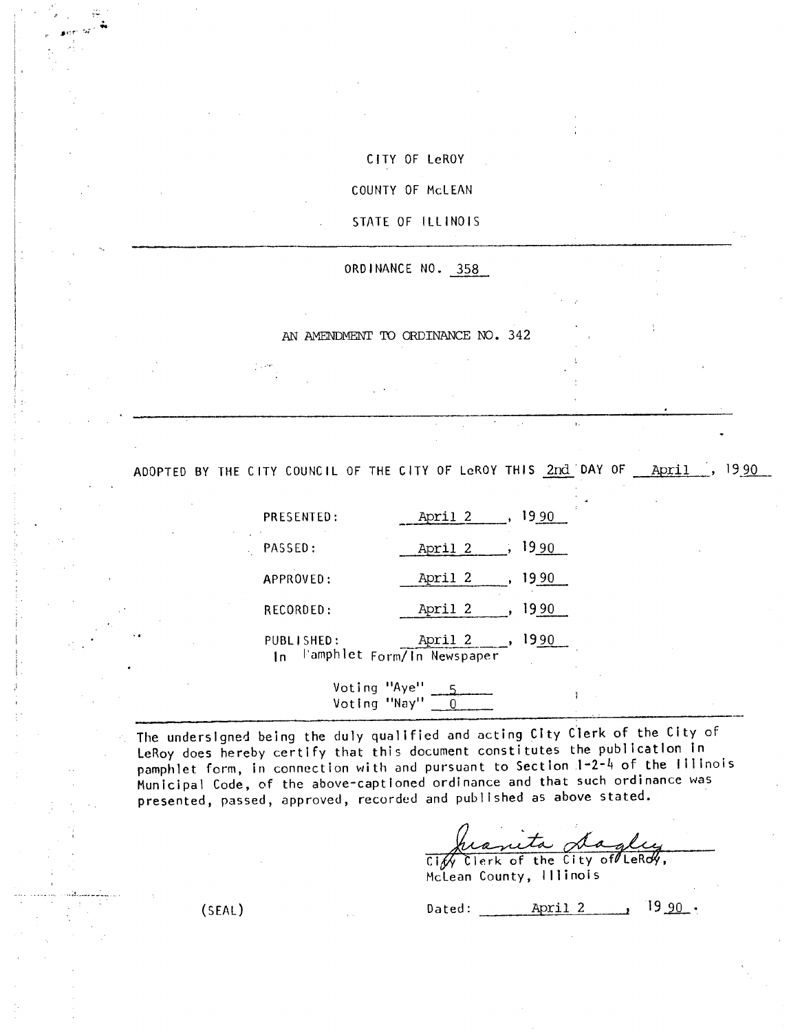CITY OF LeROY

COUNTY OF McLEAN

STATE OF ILLINOIS

---

ORDINANCE NO. 358

AN AMENDMENT TO ORDINANCE NO. 342

---

ADOPTED BY THE CITY COUNCIL OF THE CITY OF LeROY THIS 2nd DAY OF April, 1990

PRESENTED: April 2, 1990

PASSED: April 2, 1990

APPROVED: April 2, 1990

RECORDED: April 2, 1990

PUBLISHED: April 2, 1990
In Pamphlet Form/In Newspaper

Voting "Aye" 5
Voting "Nay" 0

---

The undersigned being the duly qualified and acting City Clerk of the City of LeRoy does hereby certify that this document constitutes the publication in pamphlet form, in connection with and pursuant to Section 1-2-4 of the Illinois Municipal Code, of the above-captioned ordinance and that such ordinance was presented, passed, approved, recorded and published as above stated.

Juanita Bagley
City Clerk of the City of LeRoy,
McLean County, Illinois

(SEAL)

Dated: April 2, 1990.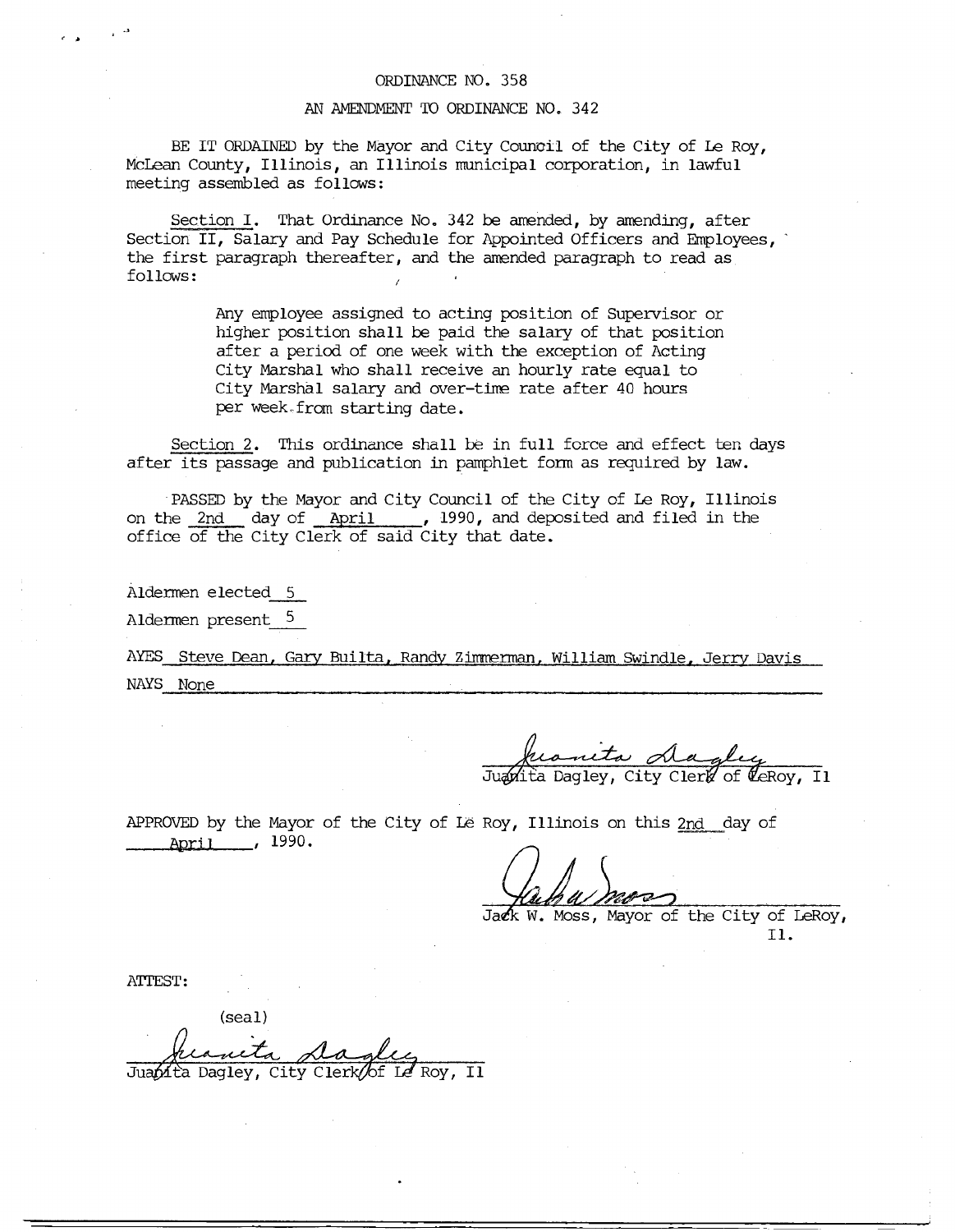ORDINANCE NO. 358

AN AMENDMENT TO ORDINANCE NO. 342

BE IT ORDAINED by the Mayor and City Council of the City of Le Roy, McLean County, Illinois, an Illinois municipal corporation, in lawful meeting assembled as follows:

Section I. That Ordinance No. 342 be amended, by amending, after Section II, Salary and Pay Schedule for Appointed Officers and Employees, the first paragraph thereafter, and the amended paragraph to read as follows:

> Any employee assigned to acting position of Supervisor or higher position shall be paid the salary of that position after a period of one week with the exception of Acting City Marshal who shall receive an hourly rate equal to City Marshal salary and over-time rate after 40 hours per week from starting date.

Section 2. This ordinance shall be in full force and effect ten days after its passage and publication in pamphlet form as required by law.

PASSED by the Mayor and City Council of the City of Le Roy, Illinois on the 2nd day of April, 1990, and deposited and filed in the office of the City Clerk of said City that date.

Aldermen elected 5

Aldermen present 5

AYES Steve Dean, Gary Builta, Randy Zimmerman, William Swindle, Jerry Davis

NAYS None

Juanita Dagley, City Clerk of LeRoy, Il

APPROVED by the Mayor of the City of Le Roy, Illinois on this 2nd day of April, 1990.

Jack W. Moss, Mayor of the City of LeRoy, Il.

ATTEST:

(seal)

Juanita Dagley, City Clerk of Le Roy, Il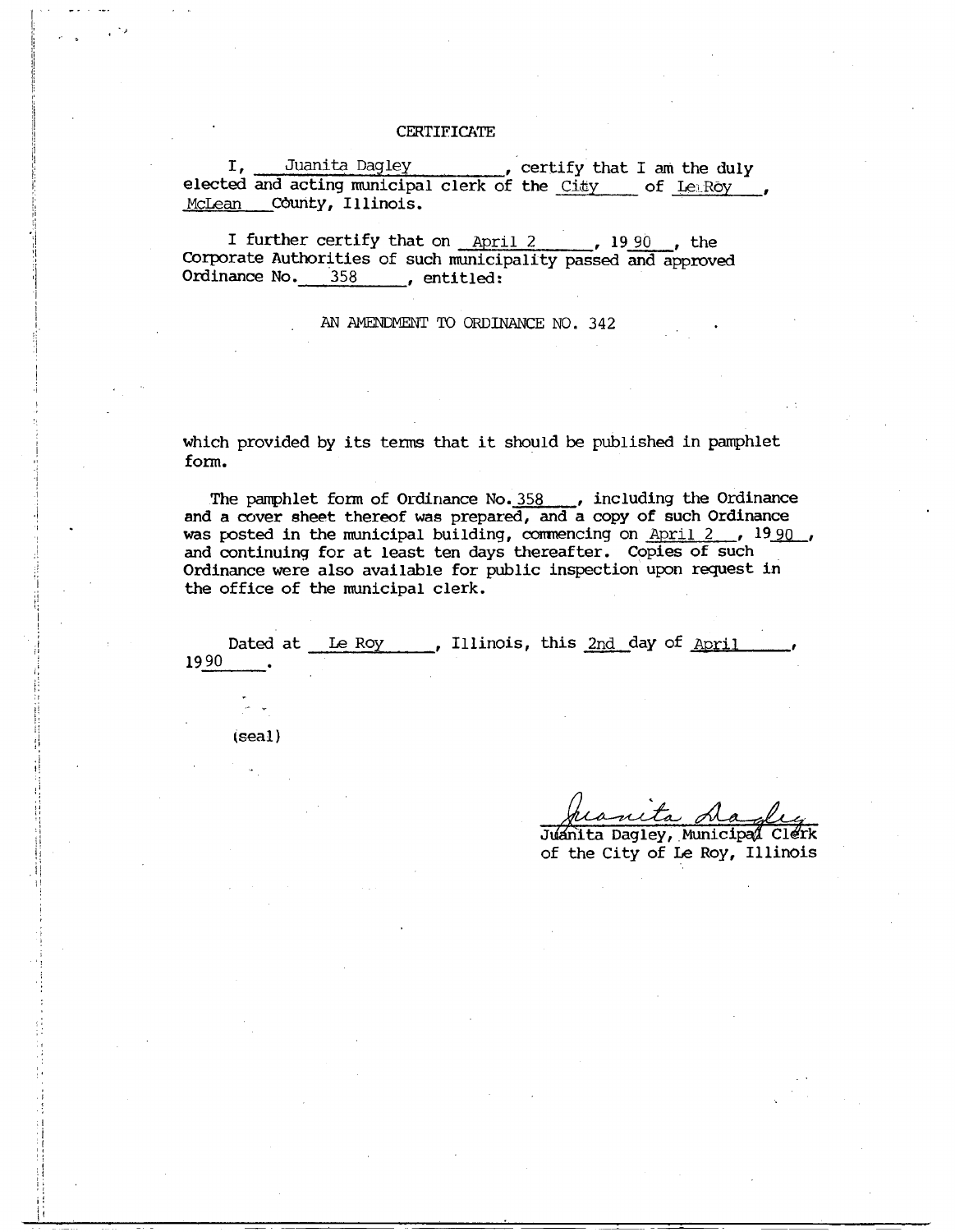# CERTIFICATE

I, Juanita Dagley, certify that I am the duly elected and acting municipal clerk of the City of Le Roy, McLean County, Illinois.

I further certify that on April 2, 1990, the Corporate Authorities of such municipality passed and approved Ordinance No. 358, entitled:

AN AMENDMENT TO ORDINANCE NO. 342

which provided by its terms that it should be published in pamphlet form.

The pamphlet form of Ordinance No. 358, including the Ordinance and a cover sheet thereof was prepared, and a copy of such Ordinance was posted in the municipal building, commencing on April 2, 1990, and continuing for at least ten days thereafter. Copies of such Ordinance were also available for public inspection upon request in the office of the municipal clerk.

Dated at Le Roy, Illinois, this 2nd day of April, 1990.

(seal)

Juanita Dagley

Juanita Dagley, Municipal Clerk
of the City of Le Roy, Illinois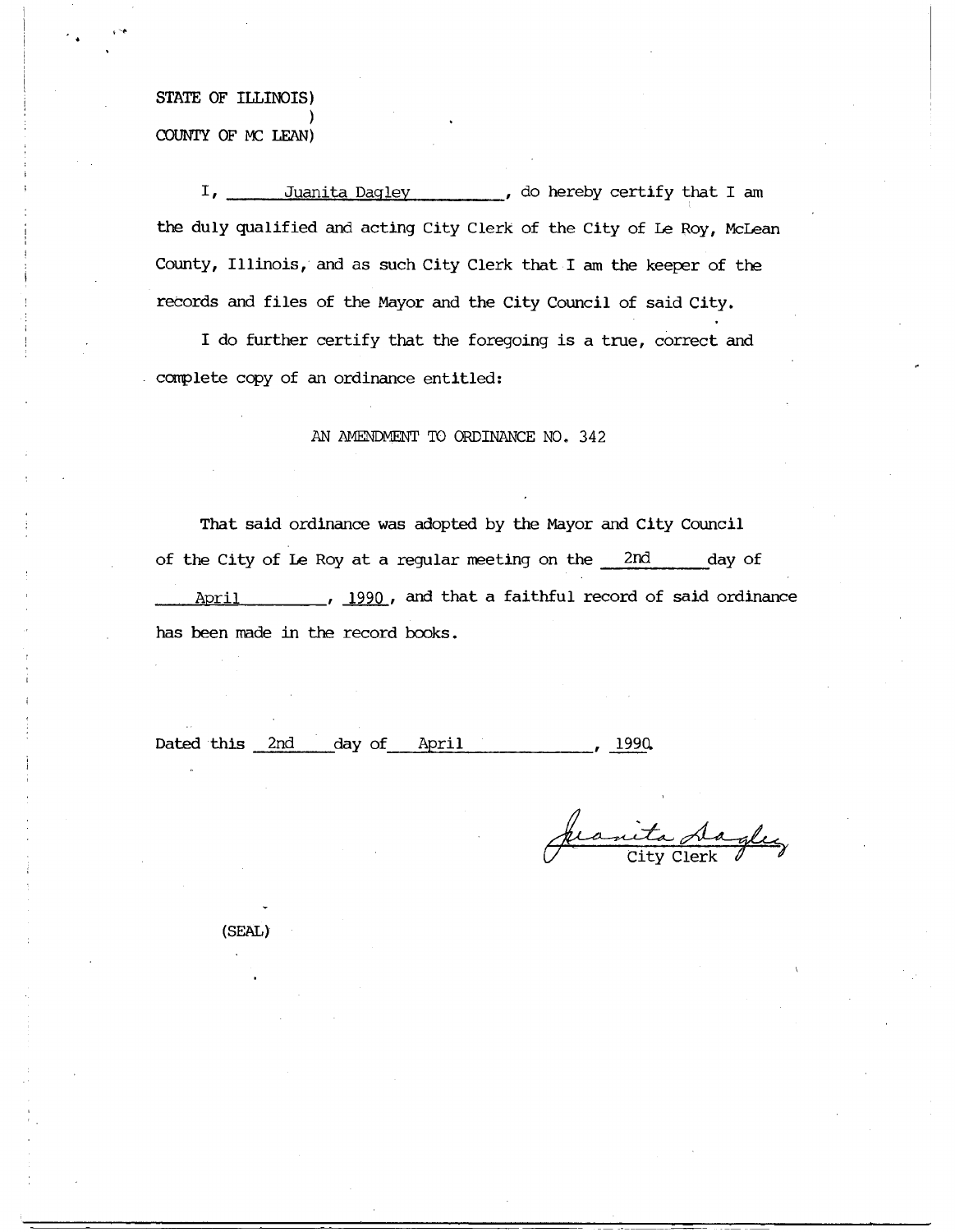STATE OF ILLINOIS)
)
COUNTY OF MC LEAN)

I, Juanita Dagley, do hereby certify that I am the duly qualified and acting City Clerk of the City of Le Roy, McLean County, Illinois, and as such City Clerk that I am the keeper of the records and files of the Mayor and the City Council of said City.

I do further certify that the foregoing is a true, correct and complete copy of an ordinance entitled:

AN AMENDMENT TO ORDINANCE NO. 342

That said ordinance was adopted by the Mayor and City Council of the City of Le Roy at a regular meeting on the 2nd day of April, 1990, and that a faithful record of said ordinance has been made in the record books.

Dated this 2nd day of April, 1990.

Juanita Dagley
City Clerk

(SEAL)